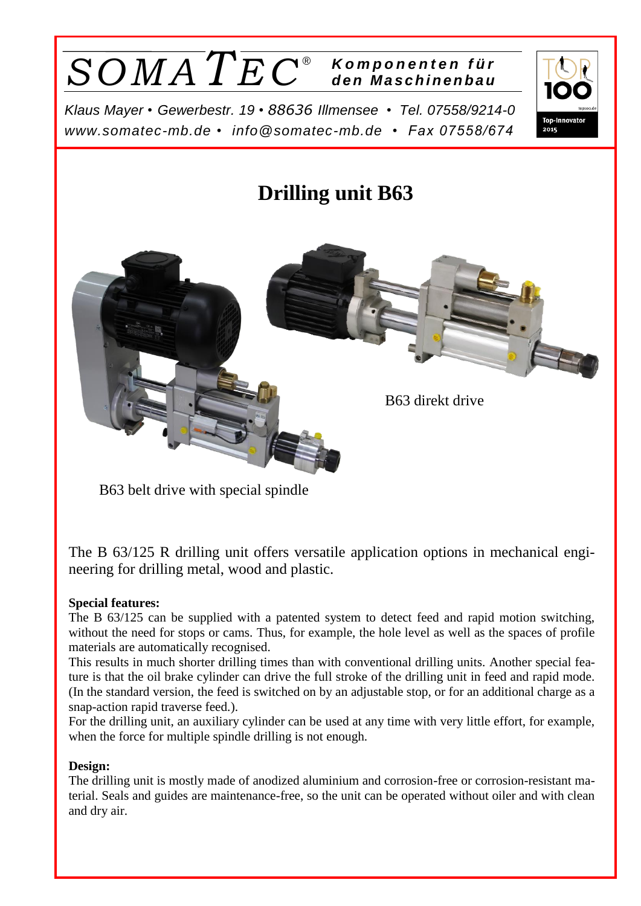# SOMATEC®

**Komponenten für den Maschinenbau**

*Klaus Mayer • Gewerbestr. 19 • 88636 Illmensee • Tel. 07558/9214-0*
*www.somatec-mb.de • info@somatec-mb.de • Fax 07558/674*

TOP 100 Top-Innovator 2015

# Drilling unit B63

B63 direkt drive

B63 belt drive with special spindle

The B 63/125 R drilling unit offers versatile application options in mechanical engineering for drilling metal, wood and plastic.

**Special features:**

The B 63/125 can be supplied with a patented system to detect feed and rapid motion switching, without the need for stops or cams. Thus, for example, the hole level as well as the spaces of profile materials are automatically recognised.

This results in much shorter drilling times than with conventional drilling units. Another special feature is that the oil brake cylinder can drive the full stroke of the drilling unit in feed and rapid mode. (In the standard version, the feed is switched on by an adjustable stop, or for an additional charge as a snap-action rapid traverse feed.).

For the drilling unit, an auxiliary cylinder can be used at any time with very little effort, for example, when the force for multiple spindle drilling is not enough.

**Design:**

The drilling unit is mostly made of anodized aluminium and corrosion-free or corrosion-resistant material. Seals and guides are maintenance-free, so the unit can be operated without oiler and with clean and dry air.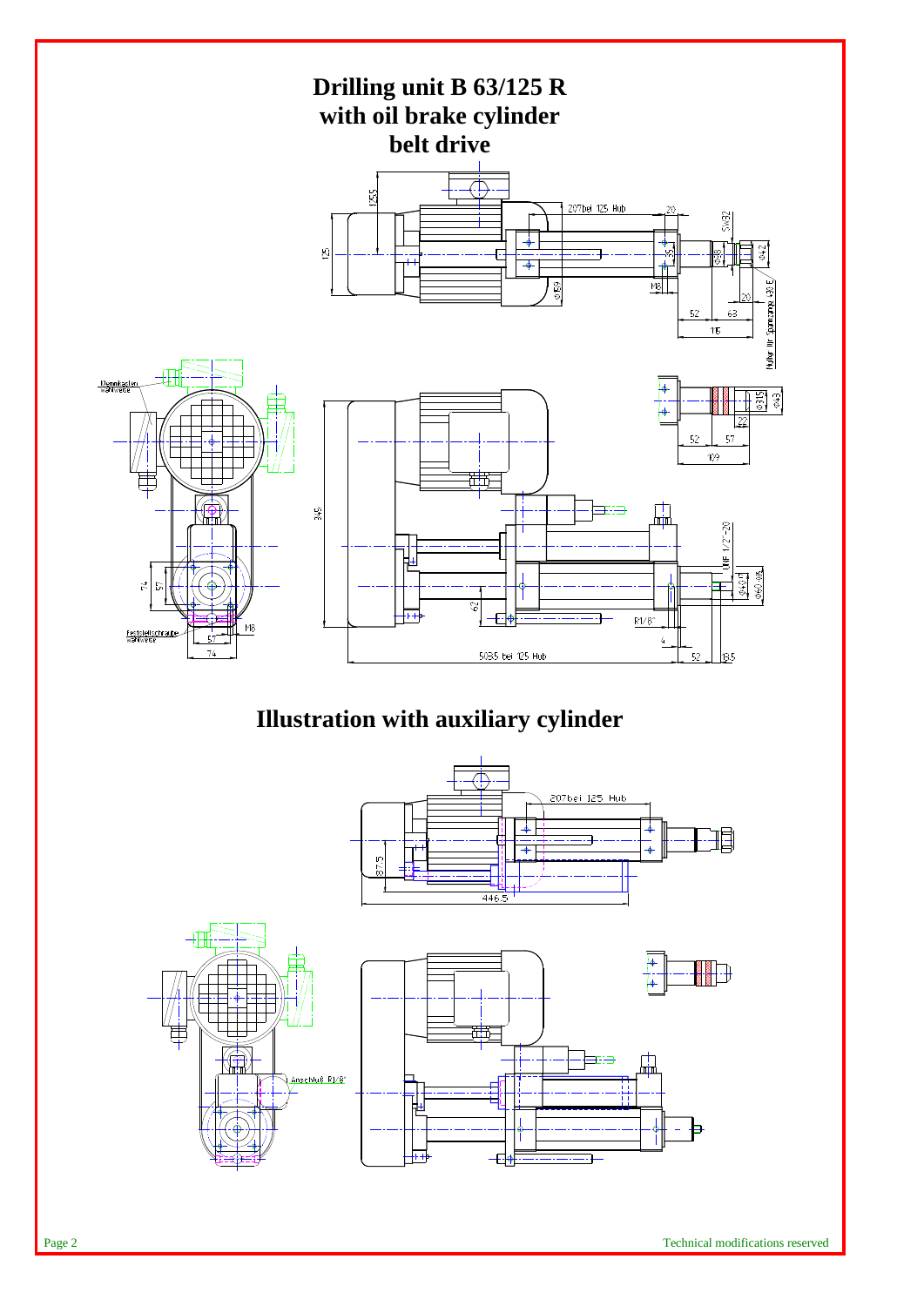# Drilling unit B 63/125 R with oil brake cylinder belt drive

## Illustration with auxiliary cylinder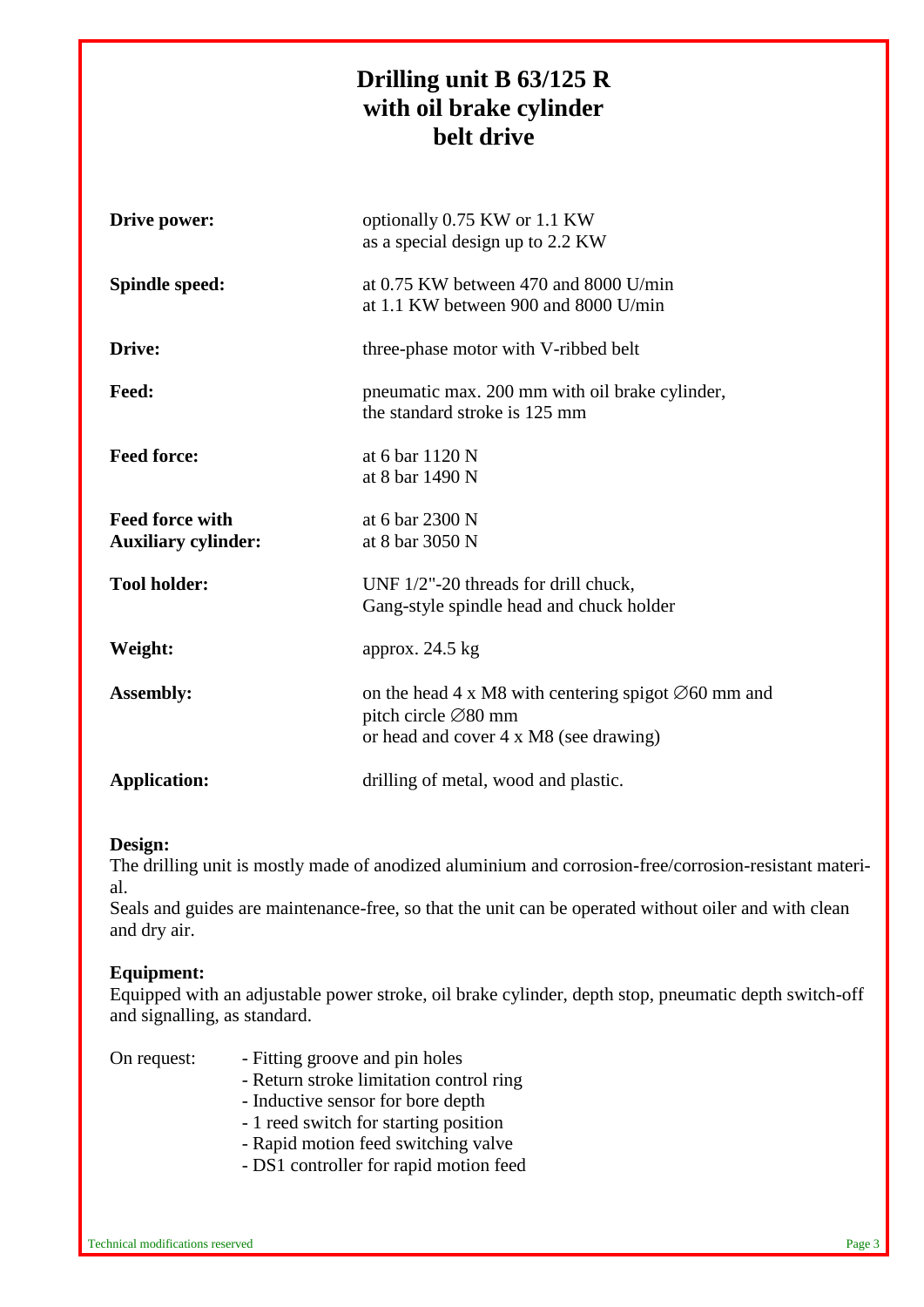# Drilling unit B 63/125 R with oil brake cylinder belt drive

| | |
|---|---|
| **Drive power:** | optionally 0.75 KW or 1.1 KW<br>as a special design up to 2.2 KW |
| **Spindle speed:** | at 0.75 KW between 470 and 8000 U/min<br>at 1.1 KW between 900 and 8000 U/min |
| **Drive:** | three-phase motor with V-ribbed belt |
| **Feed:** | pneumatic max. 200 mm with oil brake cylinder,<br>the standard stroke is 125 mm |
| **Feed force:** | at 6 bar 1120 N<br>at 8 bar 1490 N |
| **Feed force with Auxiliary cylinder:** | at 6 bar 2300 N<br>at 8 bar 3050 N |
| **Tool holder:** | UNF 1/2"-20 threads for drill chuck,<br>Gang-style spindle head and chuck holder |
| **Weight:** | approx. 24.5 kg |
| **Assembly:** | on the head 4 x M8 with centering spigot ∅60 mm and pitch circle ∅80 mm<br>or head and cover 4 x M8 (see drawing) |
| **Application:** | drilling of metal, wood and plastic. |

**Design:**
The drilling unit is mostly made of anodized aluminium and corrosion-free/corrosion-resistant material.
Seals and guides are maintenance-free, so that the unit can be operated without oiler and with clean and dry air.

**Equipment:**
Equipped with an adjustable power stroke, oil brake cylinder, depth stop, pneumatic depth switch-off and signalling, as standard.

On request:
- Fitting groove and pin holes
- Return stroke limitation control ring
- Inductive sensor for bore depth
- 1 reed switch for starting position
- Rapid motion feed switching valve
- DS1 controller for rapid motion feed

Technical modifications reserved